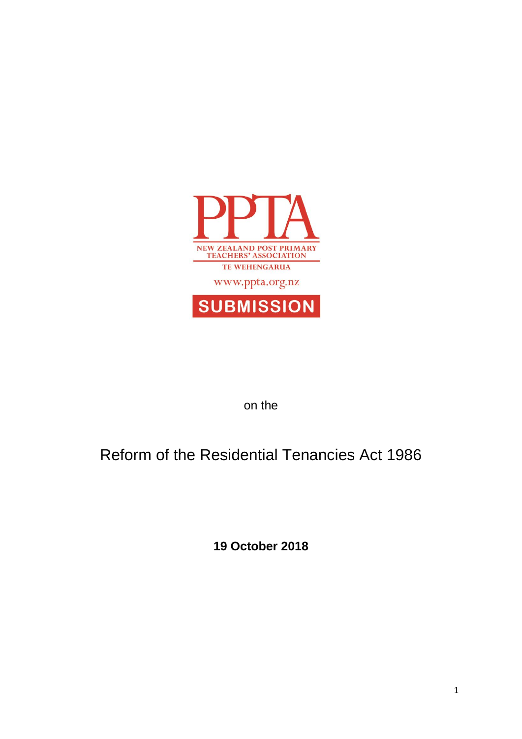PPTA

NEW ZEALAND POST PRIMARY TEACHERS' ASSOCIATION

TE WEHENGARUA

www.ppta.org.nz

**SUBMISSION**

on the

# Reform of the Residential Tenancies Act 1986

**19 October 2018**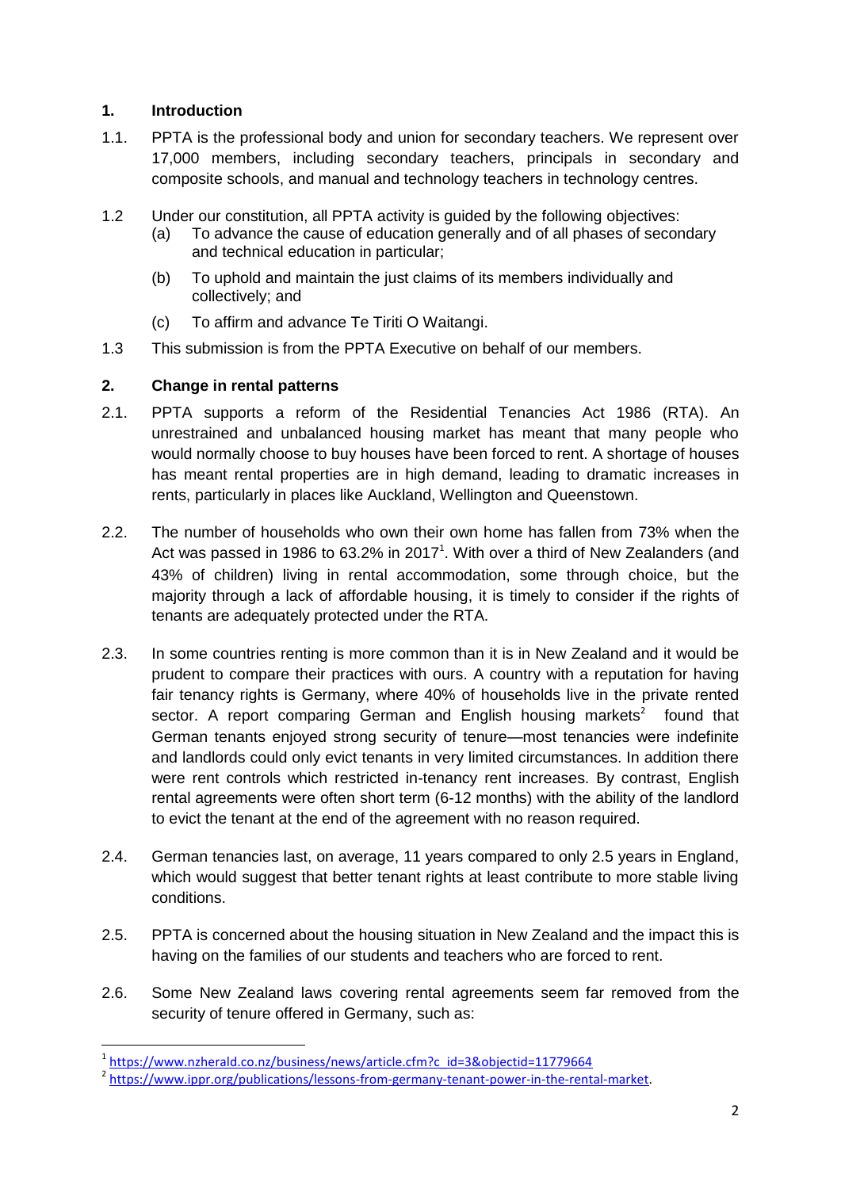## 1. Introduction

1.1. PPTA is the professional body and union for secondary teachers. We represent over 17,000 members, including secondary teachers, principals in secondary and composite schools, and manual and technology teachers in technology centres.

1.2 Under our constitution, all PPTA activity is guided by the following objectives:

(a) To advance the cause of education generally and of all phases of secondary and technical education in particular;

(b) To uphold and maintain the just claims of its members individually and collectively; and

(c) To affirm and advance Te Tiriti O Waitangi.

1.3 This submission is from the PPTA Executive on behalf of our members.

## 2. Change in rental patterns

2.1. PPTA supports a reform of the Residential Tenancies Act 1986 (RTA). An unrestrained and unbalanced housing market has meant that many people who would normally choose to buy houses have been forced to rent. A shortage of houses has meant rental properties are in high demand, leading to dramatic increases in rents, particularly in places like Auckland, Wellington and Queenstown.

2.2. The number of households who own their own home has fallen from 73% when the Act was passed in 1986 to 63.2% in 2017[1]. With over a third of New Zealanders (and 43% of children) living in rental accommodation, some through choice, but the majority through a lack of affordable housing, it is timely to consider if the rights of tenants are adequately protected under the RTA.

2.3. In some countries renting is more common than it is in New Zealand and it would be prudent to compare their practices with ours. A country with a reputation for having fair tenancy rights is Germany, where 40% of households live in the private rented sector. A report comparing German and English housing markets[2] found that German tenants enjoyed strong security of tenure—most tenancies were indefinite and landlords could only evict tenants in very limited circumstances. In addition there were rent controls which restricted in-tenancy rent increases. By contrast, English rental agreements were often short term (6-12 months) with the ability of the landlord to evict the tenant at the end of the agreement with no reason required.

2.4. German tenancies last, on average, 11 years compared to only 2.5 years in England, which would suggest that better tenant rights at least contribute to more stable living conditions.

2.5. PPTA is concerned about the housing situation in New Zealand and the impact this is having on the families of our students and teachers who are forced to rent.

2.6. Some New Zealand laws covering rental agreements seem far removed from the security of tenure offered in Germany, such as:

---

[1] https://www.nzherald.co.nz/business/news/article.cfm?c_id=3&objectid=11779664

[2] https://www.ippr.org/publications/lessons-from-germany-tenant-power-in-the-rental-market.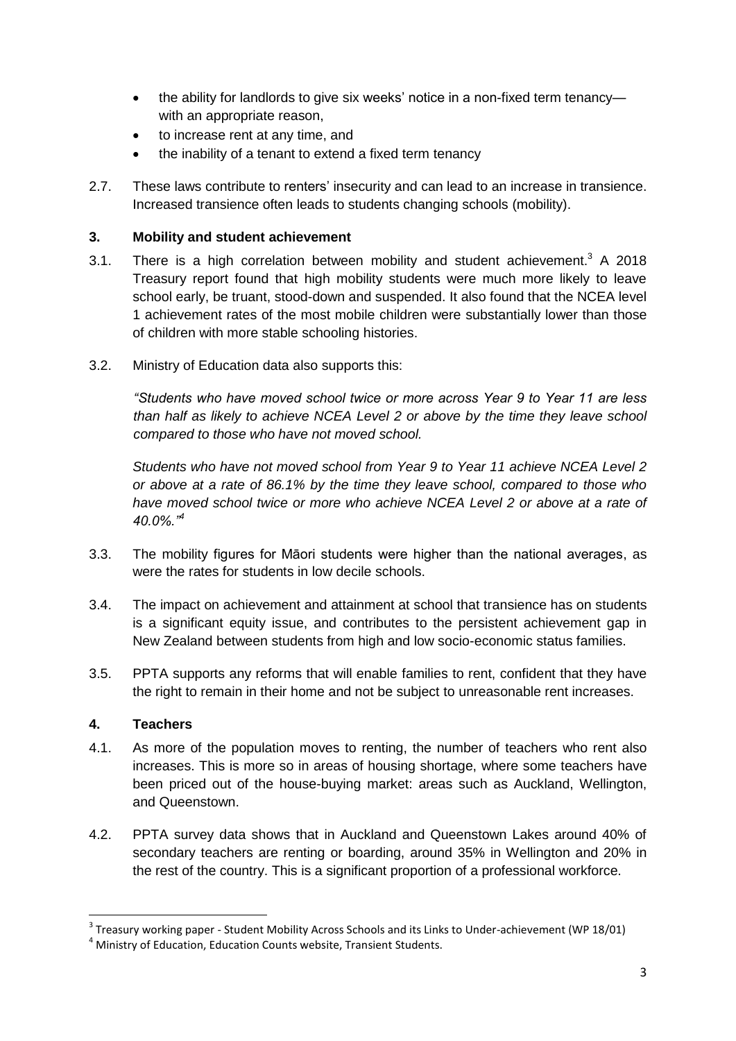- the ability for landlords to give six weeks' notice in a non-fixed term tenancy—with an appropriate reason,
- to increase rent at any time, and
- the inability of a tenant to extend a fixed term tenancy

2.7. These laws contribute to renters' insecurity and can lead to an increase in transience. Increased transience often leads to students changing schools (mobility).

## 3. Mobility and student achievement

3.1. There is a high correlation between mobility and student achievement.[3] A 2018 Treasury report found that high mobility students were much more likely to leave school early, be truant, stood-down and suspended. It also found that the NCEA level 1 achievement rates of the most mobile children were substantially lower than those of children with more stable schooling histories.

3.2. Ministry of Education data also supports this:

*"Students who have moved school twice or more across Year 9 to Year 11 are less than half as likely to achieve NCEA Level 2 or above by the time they leave school compared to those who have not moved school.*

*Students who have not moved school from Year 9 to Year 11 achieve NCEA Level 2 or above at a rate of 86.1% by the time they leave school, compared to those who have moved school twice or more who achieve NCEA Level 2 or above at a rate of 40.0%."*[4]

3.3. The mobility figures for Māori students were higher than the national averages, as were the rates for students in low decile schools.

3.4. The impact on achievement and attainment at school that transience has on students is a significant equity issue, and contributes to the persistent achievement gap in New Zealand between students from high and low socio-economic status families.

3.5. PPTA supports any reforms that will enable families to rent, confident that they have the right to remain in their home and not be subject to unreasonable rent increases.

## 4. Teachers

4.1. As more of the population moves to renting, the number of teachers who rent also increases. This is more so in areas of housing shortage, where some teachers have been priced out of the house-buying market: areas such as Auckland, Wellington, and Queenstown.

4.2. PPTA survey data shows that in Auckland and Queenstown Lakes around 40% of secondary teachers are renting or boarding, around 35% in Wellington and 20% in the rest of the country. This is a significant proportion of a professional workforce.

---

[3] Treasury working paper - Student Mobility Across Schools and its Links to Under-achievement (WP 18/01)

[4] Ministry of Education, Education Counts website, Transient Students.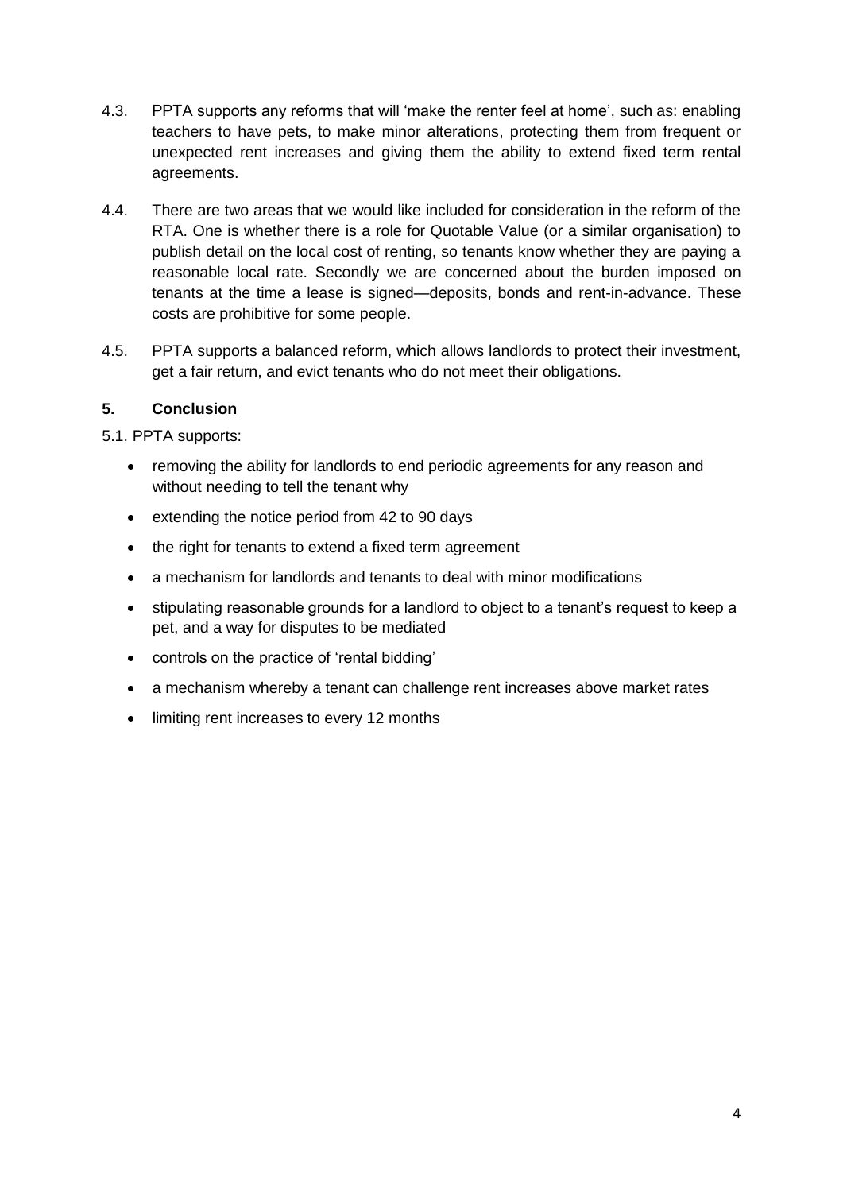4.3. PPTA supports any reforms that will 'make the renter feel at home', such as: enabling teachers to have pets, to make minor alterations, protecting them from frequent or unexpected rent increases and giving them the ability to extend fixed term rental agreements.

4.4. There are two areas that we would like included for consideration in the reform of the RTA. One is whether there is a role for Quotable Value (or a similar organisation) to publish detail on the local cost of renting, so tenants know whether they are paying a reasonable local rate. Secondly we are concerned about the burden imposed on tenants at the time a lease is signed—deposits, bonds and rent-in-advance. These costs are prohibitive for some people.

4.5. PPTA supports a balanced reform, which allows landlords to protect their investment, get a fair return, and evict tenants who do not meet their obligations.

## 5. Conclusion

5.1. PPTA supports:

- removing the ability for landlords to end periodic agreements for any reason and without needing to tell the tenant why
- extending the notice period from 42 to 90 days
- the right for tenants to extend a fixed term agreement
- a mechanism for landlords and tenants to deal with minor modifications
- stipulating reasonable grounds for a landlord to object to a tenant's request to keep a pet, and a way for disputes to be mediated
- controls on the practice of 'rental bidding'
- a mechanism whereby a tenant can challenge rent increases above market rates
- limiting rent increases to every 12 months